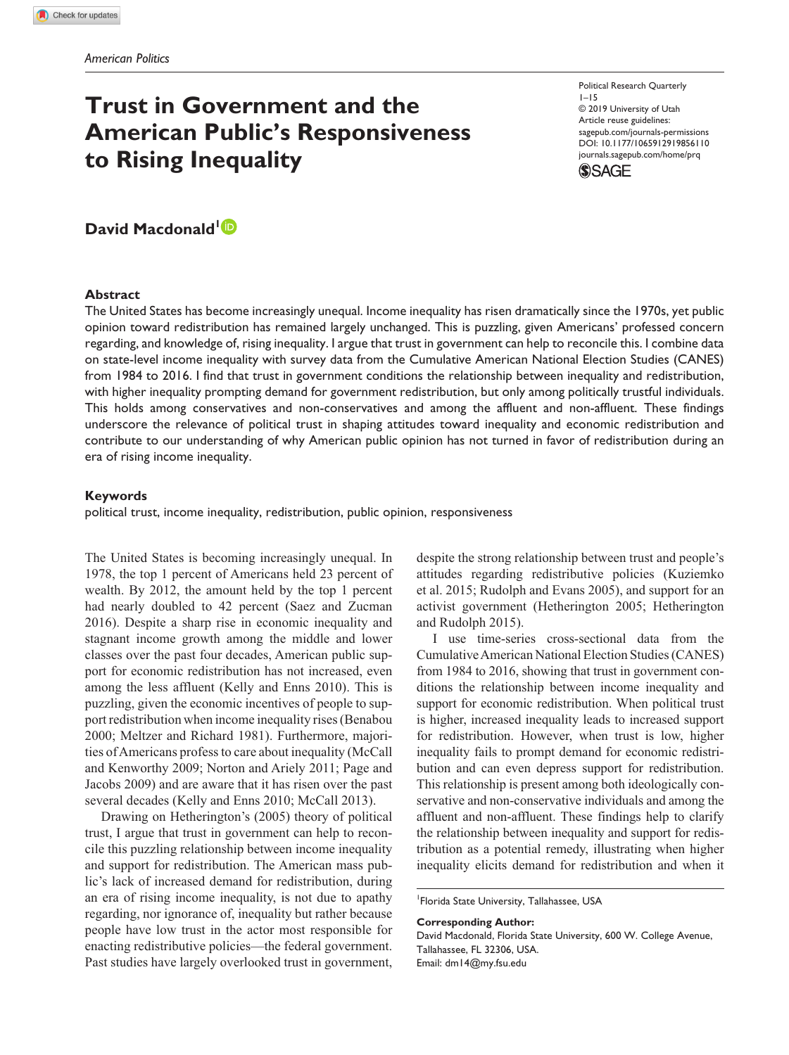American Politics

# Trust in Government and the American Public's Responsiveness to Rising Inequality

**David Macdonald**[1]

## Abstract

The United States has become increasingly unequal. Income inequality has risen dramatically since the 1970s, yet public opinion toward redistribution has remained largely unchanged. This is puzzling, given Americans' professed concern regarding, and knowledge of, rising inequality. I argue that trust in government can help to reconcile this. I combine data on state-level income inequality with survey data from the Cumulative American National Election Studies (CANES) from 1984 to 2016. I find that trust in government conditions the relationship between inequality and redistribution, with higher inequality prompting demand for government redistribution, but only among politically trustful individuals. This holds among conservatives and non-conservatives and among the affluent and non-affluent. These findings underscore the relevance of political trust in shaping attitudes toward inequality and economic redistribution and contribute to our understanding of why American public opinion has not turned in favor of redistribution during an era of rising income inequality.

## Keywords

political trust, income inequality, redistribution, public opinion, responsiveness

The United States is becoming increasingly unequal. In 1978, the top 1 percent of Americans held 23 percent of wealth. By 2012, the amount held by the top 1 percent had nearly doubled to 42 percent (Saez and Zucman 2016). Despite a sharp rise in economic inequality and stagnant income growth among the middle and lower classes over the past four decades, American public support for economic redistribution has not increased, even among the less affluent (Kelly and Enns 2010). This is puzzling, given the economic incentives of people to support redistribution when income inequality rises (Benabou 2000; Meltzer and Richard 1981). Furthermore, majorities of Americans profess to care about inequality (McCall and Kenworthy 2009; Norton and Ariely 2011; Page and Jacobs 2009) and are aware that it has risen over the past several decades (Kelly and Enns 2010; McCall 2013).

Drawing on Hetherington's (2005) theory of political trust, I argue that trust in government can help to reconcile this puzzling relationship between income inequality and support for redistribution. The American mass public's lack of increased demand for redistribution, during an era of rising income inequality, is not due to apathy regarding, nor ignorance of, inequality but rather because people have low trust in the actor most responsible for enacting redistributive policies—the federal government. Past studies have largely overlooked trust in government, despite the strong relationship between trust and people's attitudes regarding redistributive policies (Kuziemko et al. 2015; Rudolph and Evans 2005), and support for an activist government (Hetherington 2005; Hetherington and Rudolph 2015).

I use time-series cross-sectional data from the Cumulative American National Election Studies (CANES) from 1984 to 2016, showing that trust in government conditions the relationship between income inequality and support for economic redistribution. When political trust is higher, increased inequality leads to increased support for redistribution. However, when trust is low, higher inequality fails to prompt demand for economic redistribution and can even depress support for redistribution. This relationship is present among both ideologically conservative and non-conservative individuals and among the affluent and non-affluent. These findings help to clarify the relationship between inequality and support for redistribution as a potential remedy, illustrating when higher inequality elicits demand for redistribution and when it

[1]Florida State University, Tallahassee, USA

**Corresponding Author:**
David Macdonald, Florida State University, 600 W. College Avenue, Tallahassee, FL 32306, USA.
Email: dm14@my.fsu.edu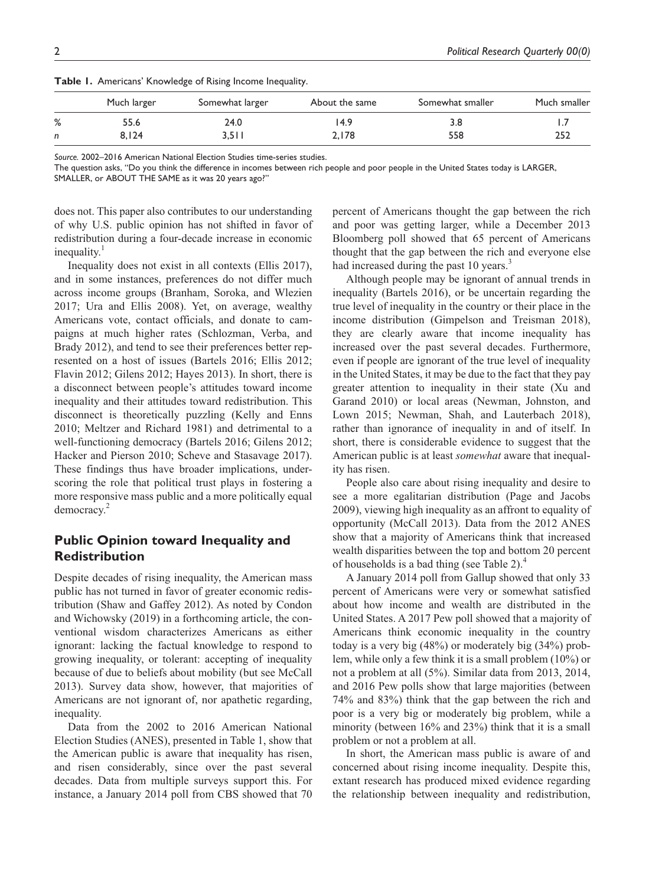**Table 1.** Americans' Knowledge of Rising Income Inequality.

| | Much larger | Somewhat larger | About the same | Somewhat smaller | Much smaller |
|---|---|---|---|---|---|
| % | 55.6 | 24.0 | 14.9 | 3.8 | 1.7 |
| n | 8,124 | 3,511 | 2,178 | 558 | 252 |

*Source.* 2002–2016 American National Election Studies time-series studies.
The question asks, "Do you think the difference in incomes between rich people and poor people in the United States today is LARGER, SMALLER, or ABOUT THE SAME as it was 20 years ago?"

does not. This paper also contributes to our understanding of why U.S. public opinion has not shifted in favor of redistribution during a four-decade increase in economic inequality.[1]

Inequality does not exist in all contexts (Ellis 2017), and in some instances, preferences do not differ much across income groups (Branham, Soroka, and Wlezien 2017; Ura and Ellis 2008). Yet, on average, wealthy Americans vote, contact officials, and donate to campaigns at much higher rates (Schlozman, Verba, and Brady 2012), and tend to see their preferences better represented on a host of issues (Bartels 2016; Ellis 2012; Flavin 2012; Gilens 2012; Hayes 2013). In short, there is a disconnect between people's attitudes toward income inequality and their attitudes toward redistribution. This disconnect is theoretically puzzling (Kelly and Enns 2010; Meltzer and Richard 1981) and detrimental to a well-functioning democracy (Bartels 2016; Gilens 2012; Hacker and Pierson 2010; Scheve and Stasavage 2017). These findings thus have broader implications, underscoring the role that political trust plays in fostering a more responsive mass public and a more politically equal democracy.[2]

## Public Opinion toward Inequality and Redistribution

Despite decades of rising inequality, the American mass public has not turned in favor of greater economic redistribution (Shaw and Gaffey 2012). As noted by Condon and Wichowsky (2019) in a forthcoming article, the conventional wisdom characterizes Americans as either ignorant: lacking the factual knowledge to respond to growing inequality, or tolerant: accepting of inequality because of due to beliefs about mobility (but see McCall 2013). Survey data show, however, that majorities of Americans are not ignorant of, nor apathetic regarding, inequality.

Data from the 2002 to 2016 American National Election Studies (ANES), presented in Table 1, show that the American public is aware that inequality has risen, and risen considerably, since over the past several decades. Data from multiple surveys support this. For instance, a January 2014 poll from CBS showed that 70 percent of Americans thought the gap between the rich and poor was getting larger, while a December 2013 Bloomberg poll showed that 65 percent of Americans thought that the gap between the rich and everyone else had increased during the past 10 years.[3]

Although people may be ignorant of annual trends in inequality (Bartels 2016), or be uncertain regarding the true level of inequality in the country or their place in the income distribution (Gimpelson and Treisman 2018), they are clearly aware that income inequality has increased over the past several decades. Furthermore, even if people are ignorant of the true level of inequality in the United States, it may be due to the fact that they pay greater attention to inequality in their state (Xu and Garand 2010) or local areas (Newman, Johnston, and Lown 2015; Newman, Shah, and Lauterbach 2018), rather than ignorance of inequality in and of itself. In short, there is considerable evidence to suggest that the American public is at least *somewhat* aware that inequality has risen.

People also care about rising inequality and desire to see a more egalitarian distribution (Page and Jacobs 2009), viewing high inequality as an affront to equality of opportunity (McCall 2013). Data from the 2012 ANES show that a majority of Americans think that increased wealth disparities between the top and bottom 20 percent of households is a bad thing (see Table 2).[4]

A January 2014 poll from Gallup showed that only 33 percent of Americans were very or somewhat satisfied about how income and wealth are distributed in the United States. A 2017 Pew poll showed that a majority of Americans think economic inequality in the country today is a very big (48%) or moderately big (34%) problem, while only a few think it is a small problem (10%) or not a problem at all (5%). Similar data from 2013, 2014, and 2016 Pew polls show that large majorities (between 74% and 83%) think that the gap between the rich and poor is a very big or moderately big problem, while a minority (between 16% and 23%) think that it is a small problem or not a problem at all.

In short, the American mass public is aware of and concerned about rising income inequality. Despite this, extant research has produced mixed evidence regarding the relationship between inequality and redistribution,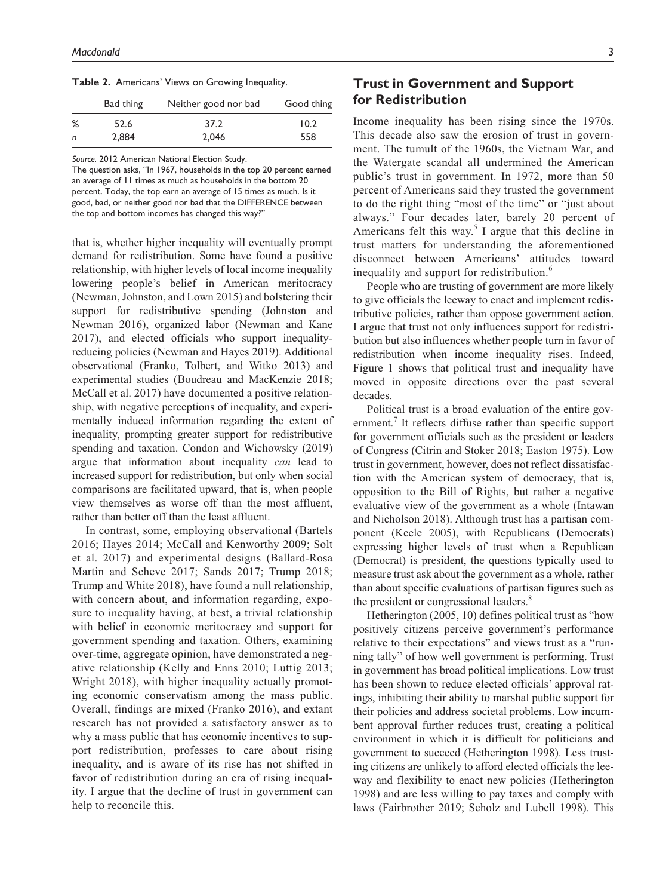**Table 2.** Americans' Views on Growing Inequality.

|  | Bad thing | Neither good nor bad | Good thing |
|---|---|---|---|
| % | 52.6 | 37.2 | 10.2 |
| *n* | 2,884 | 2,046 | 558 |

*Source.* 2012 American National Election Study.

The question asks, "In 1967, households in the top 20 percent earned an average of 11 times as much as households in the bottom 20 percent. Today, the top earn an average of 15 times as much. Is it good, bad, or neither good nor bad that the DIFFERENCE between the top and bottom incomes has changed this way?"

that is, whether higher inequality will eventually prompt demand for redistribution. Some have found a positive relationship, with higher levels of local income inequality lowering people's belief in American meritocracy (Newman, Johnston, and Lown 2015) and bolstering their support for redistributive spending (Johnston and Newman 2016), organized labor (Newman and Kane 2017), and elected officials who support inequality-reducing policies (Newman and Hayes 2019). Additional observational (Franko, Tolbert, and Witko 2013) and experimental studies (Boudreau and MacKenzie 2018; McCall et al. 2017) have documented a positive relationship, with negative perceptions of inequality, and experimentally induced information regarding the extent of inequality, prompting greater support for redistributive spending and taxation. Condon and Wichowsky (2019) argue that information about inequality *can* lead to increased support for redistribution, but only when social comparisons are facilitated upward, that is, when people view themselves as worse off than the most affluent, rather than better off than the least affluent.

In contrast, some, employing observational (Bartels 2016; Hayes 2014; McCall and Kenworthy 2009; Solt et al. 2017) and experimental designs (Ballard-Rosa Martin and Scheve 2017; Sands 2017; Trump 2018; Trump and White 2018), have found a null relationship, with concern about, and information regarding, exposure to inequality having, at best, a trivial relationship with belief in economic meritocracy and support for government spending and taxation. Others, examining over-time, aggregate opinion, have demonstrated a negative relationship (Kelly and Enns 2010; Luttig 2013; Wright 2018), with higher inequality actually promoting economic conservatism among the mass public. Overall, findings are mixed (Franko 2016), and extant research has not provided a satisfactory answer as to why a mass public that has economic incentives to support redistribution, professes to care about rising inequality, and is aware of its rise has not shifted in favor of redistribution during an era of rising inequality. I argue that the decline of trust in government can help to reconcile this.

## Trust in Government and Support for Redistribution

Income inequality has been rising since the 1970s. This decade also saw the erosion of trust in government. The tumult of the 1960s, the Vietnam War, and the Watergate scandal all undermined the American public's trust in government. In 1972, more than 50 percent of Americans said they trusted the government to do the right thing "most of the time" or "just about always." Four decades later, barely 20 percent of Americans felt this way.[5] I argue that this decline in trust matters for understanding the aforementioned disconnect between Americans' attitudes toward inequality and support for redistribution.[6]

People who are trusting of government are more likely to give officials the leeway to enact and implement redistributive policies, rather than oppose government action. I argue that trust not only influences support for redistribution but also influences whether people turn in favor of redistribution when income inequality rises. Indeed, Figure 1 shows that political trust and inequality have moved in opposite directions over the past several decades.

Political trust is a broad evaluation of the entire government.[7] It reflects diffuse rather than specific support for government officials such as the president or leaders of Congress (Citrin and Stoker 2018; Easton 1975). Low trust in government, however, does not reflect dissatisfaction with the American system of democracy, that is, opposition to the Bill of Rights, but rather a negative evaluative view of the government as a whole (Intawan and Nicholson 2018). Although trust has a partisan component (Keele 2005), with Republicans (Democrats) expressing higher levels of trust when a Republican (Democrat) is president, the questions typically used to measure trust ask about the government as a whole, rather than about specific evaluations of partisan figures such as the president or congressional leaders.[8]

Hetherington (2005, 10) defines political trust as "how positively citizens perceive government's performance relative to their expectations" and views trust as a "running tally" of how well government is performing. Trust in government has broad political implications. Low trust has been shown to reduce elected officials' approval ratings, inhibiting their ability to marshal public support for their policies and address societal problems. Low incumbent approval further reduces trust, creating a political environment in which it is difficult for politicians and government to succeed (Hetherington 1998). Less trusting citizens are unlikely to afford elected officials the leeway and flexibility to enact new policies (Hetherington 1998) and are less willing to pay taxes and comply with laws (Fairbrother 2019; Scholz and Lubell 1998). This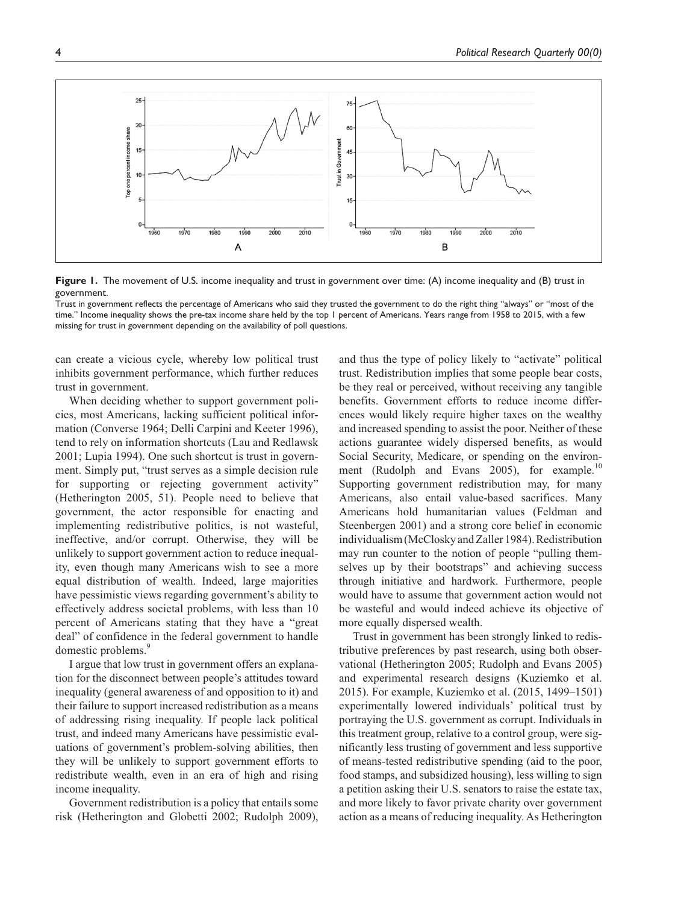**Figure 1.** The movement of U.S. income inequality and trust in government over time: (A) income inequality and (B) trust in government.

Trust in government reflects the percentage of Americans who said they trusted the government to do the right thing "always" or "most of the time." Income inequality shows the pre-tax income share held by the top 1 percent of Americans. Years range from 1958 to 2015, with a few missing for trust in government depending on the availability of poll questions.

can create a vicious cycle, whereby low political trust inhibits government performance, which further reduces trust in government.

When deciding whether to support government policies, most Americans, lacking sufficient political information (Converse 1964; Delli Carpini and Keeter 1996), tend to rely on information shortcuts (Lau and Redlawsk 2001; Lupia 1994). One such shortcut is trust in government. Simply put, "trust serves as a simple decision rule for supporting or rejecting government activity" (Hetherington 2005, 51). People need to believe that government, the actor responsible for enacting and implementing redistributive politics, is not wasteful, ineffective, and/or corrupt. Otherwise, they will be unlikely to support government action to reduce inequality, even though many Americans wish to see a more equal distribution of wealth. Indeed, large majorities have pessimistic views regarding government's ability to effectively address societal problems, with less than 10 percent of Americans stating that they have a "great deal" of confidence in the federal government to handle domestic problems.[9]

I argue that low trust in government offers an explanation for the disconnect between people's attitudes toward inequality (general awareness of and opposition to it) and their failure to support increased redistribution as a means of addressing rising inequality. If people lack political trust, and indeed many Americans have pessimistic evaluations of government's problem-solving abilities, then they will be unlikely to support government efforts to redistribute wealth, even in an era of high and rising income inequality.

Government redistribution is a policy that entails some risk (Hetherington and Globetti 2002; Rudolph 2009), and thus the type of policy likely to "activate" political trust. Redistribution implies that some people bear costs, be they real or perceived, without receiving any tangible benefits. Government efforts to reduce income differences would likely require higher taxes on the wealthy and increased spending to assist the poor. Neither of these actions guarantee widely dispersed benefits, as would Social Security, Medicare, or spending on the environment (Rudolph and Evans 2005), for example.[10] Supporting government redistribution may, for many Americans, also entail value-based sacrifices. Many Americans hold humanitarian values (Feldman and Steenbergen 2001) and a strong core belief in economic individualism (McClosky and Zaller 1984). Redistribution may run counter to the notion of people "pulling themselves up by their bootstraps" and achieving success through initiative and hardwork. Furthermore, people would have to assume that government action would not be wasteful and would indeed achieve its objective of more equally dispersed wealth.

Trust in government has been strongly linked to redistributive preferences by past research, using both observational (Hetherington 2005; Rudolph and Evans 2005) and experimental research designs (Kuziemko et al. 2015). For example, Kuziemko et al. (2015, 1499–1501) experimentally lowered individuals' political trust by portraying the U.S. government as corrupt. Individuals in this treatment group, relative to a control group, were significantly less trusting of government and less supportive of means-tested redistributive spending (aid to the poor, food stamps, and subsidized housing), less willing to sign a petition asking their U.S. senators to raise the estate tax, and more likely to favor private charity over government action as a means of reducing inequality. As Hetherington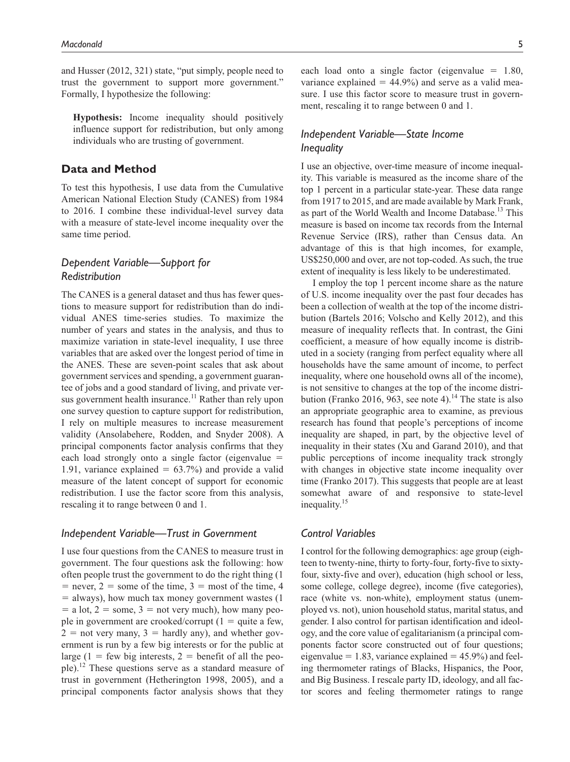and Husser (2012, 321) state, "put simply, people need to trust the government to support more government." Formally, I hypothesize the following:

> **Hypothesis:** Income inequality should positively influence support for redistribution, but only among individuals who are trusting of government.

## Data and Method

To test this hypothesis, I use data from the Cumulative American National Election Study (CANES) from 1984 to 2016. I combine these individual-level survey data with a measure of state-level income inequality over the same time period.

### *Dependent Variable—Support for Redistribution*

The CANES is a general dataset and thus has fewer questions to measure support for redistribution than do individual ANES time-series studies. To maximize the number of years and states in the analysis, and thus to maximize variation in state-level inequality, I use three variables that are asked over the longest period of time in the ANES. These are seven-point scales that ask about government services and spending, a government guarantee of jobs and a good standard of living, and private versus government health insurance.[11] Rather than rely upon one survey question to capture support for redistribution, I rely on multiple measures to increase measurement validity (Ansolabehere, Rodden, and Snyder 2008). A principal components factor analysis confirms that they each load strongly onto a single factor (eigenvalue = 1.91, variance explained = 63.7%) and provide a valid measure of the latent concept of support for economic redistribution. I use the factor score from this analysis, rescaling it to range between 0 and 1.

### *Independent Variable—Trust in Government*

I use four questions from the CANES to measure trust in government. The four questions ask the following: how often people trust the government to do the right thing (1 = never, 2 = some of the time, 3 = most of the time, 4 = always), how much tax money government wastes (1 = a lot, 2 = some, 3 = not very much), how many people in government are crooked/corrupt (1 = quite a few, 2 = not very many, 3 = hardly any), and whether government is run by a few big interests or for the public at large (1 = few big interests, 2 = benefit of all the people).[12] These questions serve as a standard measure of trust in government (Hetherington 1998, 2005), and a principal components factor analysis shows that they each load onto a single factor (eigenvalue = 1.80, variance explained = 44.9%) and serve as a valid measure. I use this factor score to measure trust in government, rescaling it to range between 0 and 1.

### *Independent Variable—State Income Inequality*

I use an objective, over-time measure of income inequality. This variable is measured as the income share of the top 1 percent in a particular state-year. These data range from 1917 to 2015, and are made available by Mark Frank, as part of the World Wealth and Income Database.[13] This measure is based on income tax records from the Internal Revenue Service (IRS), rather than Census data. An advantage of this is that high incomes, for example, US$250,000 and over, are not top-coded. As such, the true extent of inequality is less likely to be underestimated.

I employ the top 1 percent income share as the nature of U.S. income inequality over the past four decades has been a collection of wealth at the top of the income distribution (Bartels 2016; Volscho and Kelly 2012), and this measure of inequality reflects that. In contrast, the Gini coefficient, a measure of how equally income is distributed in a society (ranging from perfect equality where all households have the same amount of income, to perfect inequality, where one household owns all of the income), is not sensitive to changes at the top of the income distribution (Franko 2016, 963, see note 4).[14] The state is also an appropriate geographic area to examine, as previous research has found that people's perceptions of income inequality are shaped, in part, by the objective level of inequality in their states (Xu and Garand 2010), and that public perceptions of income inequality track strongly with changes in objective state income inequality over time (Franko 2017). This suggests that people are at least somewhat aware of and responsive to state-level inequality.[15]

### *Control Variables*

I control for the following demographics: age group (eighteen to twenty-nine, thirty to forty-four, forty-five to sixty-four, sixty-five and over), education (high school or less, some college, college degree), income (five categories), race (white vs. non-white), employment status (unemployed vs. not), union household status, marital status, and gender. I also control for partisan identification and ideology, and the core value of egalitarianism (a principal components factor score constructed out of four questions; eigenvalue = 1.83, variance explained = 45.9%) and feeling thermometer ratings of Blacks, Hispanics, the Poor, and Big Business. I rescale party ID, ideology, and all factor scores and feeling thermometer ratings to range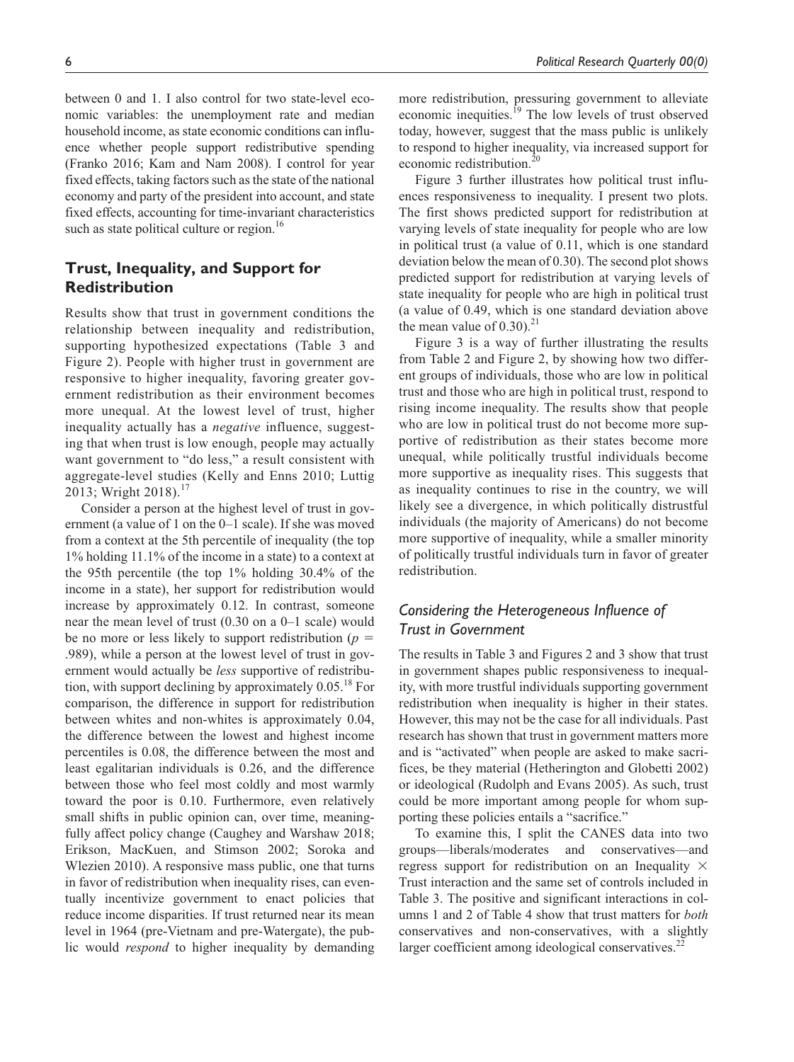between 0 and 1. I also control for two state-level economic variables: the unemployment rate and median household income, as state economic conditions can influence whether people support redistributive spending (Franko 2016; Kam and Nam 2008). I control for year fixed effects, taking factors such as the state of the national economy and party of the president into account, and state fixed effects, accounting for time-invariant characteristics such as state political culture or region.[16]

## Trust, Inequality, and Support for Redistribution

Results show that trust in government conditions the relationship between inequality and redistribution, supporting hypothesized expectations (Table 3 and Figure 2). People with higher trust in government are responsive to higher inequality, favoring greater government redistribution as their environment becomes more unequal. At the lowest level of trust, higher inequality actually has a *negative* influence, suggesting that when trust is low enough, people may actually want government to "do less," a result consistent with aggregate-level studies (Kelly and Enns 2010; Luttig 2013; Wright 2018).[17]

Consider a person at the highest level of trust in government (a value of 1 on the 0–1 scale). If she was moved from a context at the 5th percentile of inequality (the top 1% holding 11.1% of the income in a state) to a context at the 95th percentile (the top 1% holding 30.4% of the income in a state), her support for redistribution would increase by approximately 0.12. In contrast, someone near the mean level of trust (0.30 on a 0–1 scale) would be no more or less likely to support redistribution ($p$ = .989), while a person at the lowest level of trust in government would actually be *less* supportive of redistribution, with support declining by approximately 0.05.[18] For comparison, the difference in support for redistribution between whites and non-whites is approximately 0.04, the difference between the lowest and highest income percentiles is 0.08, the difference between the most and least egalitarian individuals is 0.26, and the difference between those who feel most coldly and most warmly toward the poor is 0.10. Furthermore, even relatively small shifts in public opinion can, over time, meaningfully affect policy change (Caughey and Warshaw 2018; Erikson, MacKuen, and Stimson 2002; Soroka and Wlezien 2010). A responsive mass public, one that turns in favor of redistribution when inequality rises, can eventually incentivize government to enact policies that reduce income disparities. If trust returned near its mean level in 1964 (pre-Vietnam and pre-Watergate), the public would *respond* to higher inequality by demanding more redistribution, pressuring government to alleviate economic inequities.[19] The low levels of trust observed today, however, suggest that the mass public is unlikely to respond to higher inequality, via increased support for economic redistribution.[20]

Figure 3 further illustrates how political trust influences responsiveness to inequality. I present two plots. The first shows predicted support for redistribution at varying levels of state inequality for people who are low in political trust (a value of 0.11, which is one standard deviation below the mean of 0.30). The second plot shows predicted support for redistribution at varying levels of state inequality for people who are high in political trust (a value of 0.49, which is one standard deviation above the mean value of 0.30).[21]

Figure 3 is a way of further illustrating the results from Table 2 and Figure 2, by showing how two different groups of individuals, those who are low in political trust and those who are high in political trust, respond to rising income inequality. The results show that people who are low in political trust do not become more supportive of redistribution as their states become more unequal, while politically trustful individuals become more supportive as inequality rises. This suggests that as inequality continues to rise in the country, we will likely see a divergence, in which politically distrustful individuals (the majority of Americans) do not become more supportive of inequality, while a smaller minority of politically trustful individuals turn in favor of greater redistribution.

### Considering the Heterogeneous Influence of Trust in Government

The results in Table 3 and Figures 2 and 3 show that trust in government shapes public responsiveness to inequality, with more trustful individuals supporting government redistribution when inequality is higher in their states. However, this may not be the case for all individuals. Past research has shown that trust in government matters more and is "activated" when people are asked to make sacrifices, be they material (Hetherington and Globetti 2002) or ideological (Rudolph and Evans 2005). As such, trust could be more important among people for whom supporting these policies entails a "sacrifice."

To examine this, I split the CANES data into two groups—liberals/moderates and conservatives—and regress support for redistribution on an Inequality × Trust interaction and the same set of controls included in Table 3. The positive and significant interactions in columns 1 and 2 of Table 4 show that trust matters for *both* conservatives and non-conservatives, with a slightly larger coefficient among ideological conservatives.[22]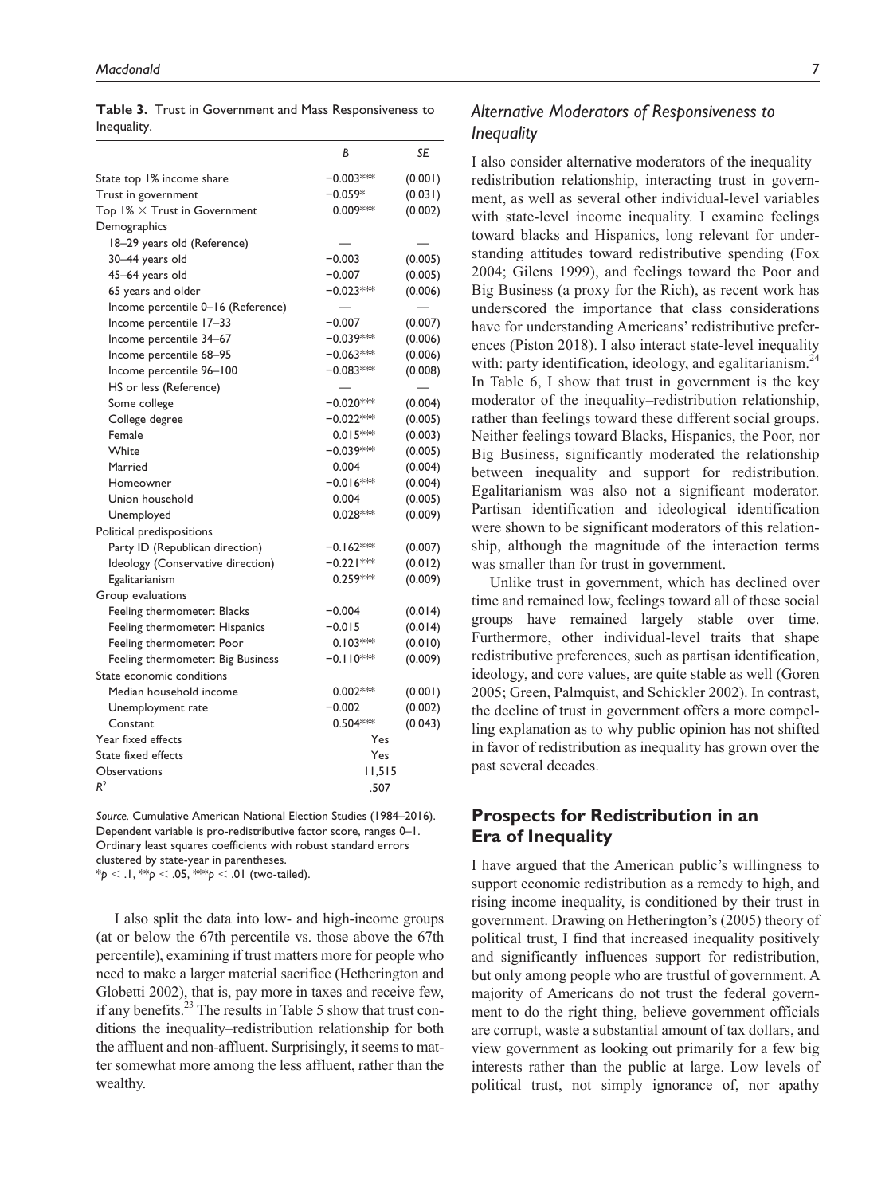**Table 3.** Trust in Government and Mass Responsiveness to Inequality.

| | B | SE |
|---|---|---|
| State top 1% income share | −0.003*** | (0.001) |
| Trust in government | −0.059* | (0.031) |
| Top 1% × Trust in Government | 0.009*** | (0.002) |
| Demographics | | |
| 18–29 years old (Reference) | — | — |
| 30–44 years old | −0.003 | (0.005) |
| 45–64 years old | −0.007 | (0.005) |
| 65 years and older | −0.023*** | (0.006) |
| Income percentile 0–16 (Reference) | — | — |
| Income percentile 17–33 | −0.007 | (0.007) |
| Income percentile 34–67 | −0.039*** | (0.006) |
| Income percentile 68–95 | −0.063*** | (0.006) |
| Income percentile 96–100 | −0.083*** | (0.008) |
| HS or less (Reference) | — | — |
| Some college | −0.020*** | (0.004) |
| College degree | −0.022*** | (0.005) |
| Female | 0.015*** | (0.003) |
| White | −0.039*** | (0.005) |
| Married | 0.004 | (0.004) |
| Homeowner | −0.016*** | (0.004) |
| Union household | 0.004 | (0.005) |
| Unemployed | 0.028*** | (0.009) |
| Political predispositions | | |
| Party ID (Republican direction) | −0.162*** | (0.007) |
| Ideology (Conservative direction) | −0.221*** | (0.012) |
| Egalitarianism | 0.259*** | (0.009) |
| Group evaluations | | |
| Feeling thermometer: Blacks | −0.004 | (0.014) |
| Feeling thermometer: Hispanics | −0.015 | (0.014) |
| Feeling thermometer: Poor | 0.103*** | (0.010) |
| Feeling thermometer: Big Business | −0.110*** | (0.009) |
| State economic conditions | | |
| Median household income | 0.002*** | (0.001) |
| Unemployment rate | −0.002 | (0.002) |
| Constant | 0.504*** | (0.043) |
| Year fixed effects | Yes | |
| State fixed effects | Yes | |
| Observations | 11,515 | |
| $R^2$ | .507 | |

*Source.* Cumulative American National Election Studies (1984–2016). Dependent variable is pro-redistributive factor score, ranges 0–1. Ordinary least squares coefficients with robust standard errors clustered by state-year in parentheses.
$^{*}p < .1$, $^{**}p < .05$, $^{***}p < .01$ (two-tailed).

I also split the data into low- and high-income groups (at or below the 67th percentile vs. those above the 67th percentile), examining if trust matters more for people who need to make a larger material sacrifice (Hetherington and Globetti 2002), that is, pay more in taxes and receive few, if any benefits.[23] The results in Table 5 show that trust conditions the inequality–redistribution relationship for both the affluent and non-affluent. Surprisingly, it seems to matter somewhat more among the less affluent, rather than the wealthy.

### *Alternative Moderators of Responsiveness to Inequality*

I also consider alternative moderators of the inequality–redistribution relationship, interacting trust in government, as well as several other individual-level variables with state-level income inequality. I examine feelings toward blacks and Hispanics, long relevant for understanding attitudes toward redistributive spending (Fox 2004; Gilens 1999), and feelings toward the Poor and Big Business (a proxy for the Rich), as recent work has underscored the importance that class considerations have for understanding Americans' redistributive preferences (Piston 2018). I also interact state-level inequality with: party identification, ideology, and egalitarianism.[24] In Table 6, I show that trust in government is the key moderator of the inequality–redistribution relationship, rather than feelings toward these different social groups. Neither feelings toward Blacks, Hispanics, the Poor, nor Big Business, significantly moderated the relationship between inequality and support for redistribution. Egalitarianism was also not a significant moderator. Partisan identification and ideological identification were shown to be significant moderators of this relationship, although the magnitude of the interaction terms was smaller than for trust in government.

Unlike trust in government, which has declined over time and remained low, feelings toward all of these social groups have remained largely stable over time. Furthermore, other individual-level traits that shape redistributive preferences, such as partisan identification, ideology, and core values, are quite stable as well (Goren 2005; Green, Palmquist, and Schickler 2002). In contrast, the decline of trust in government offers a more compelling explanation as to why public opinion has not shifted in favor of redistribution as inequality has grown over the past several decades.

## Prospects for Redistribution in an Era of Inequality

I have argued that the American public's willingness to support economic redistribution as a remedy to high, and rising income inequality, is conditioned by their trust in government. Drawing on Hetherington's (2005) theory of political trust, I find that increased inequality positively and significantly influences support for redistribution, but only among people who are trustful of government. A majority of Americans do not trust the federal government to do the right thing, believe government officials are corrupt, waste a substantial amount of tax dollars, and view government as looking out primarily for a few big interests rather than the public at large. Low levels of political trust, not simply ignorance of, nor apathy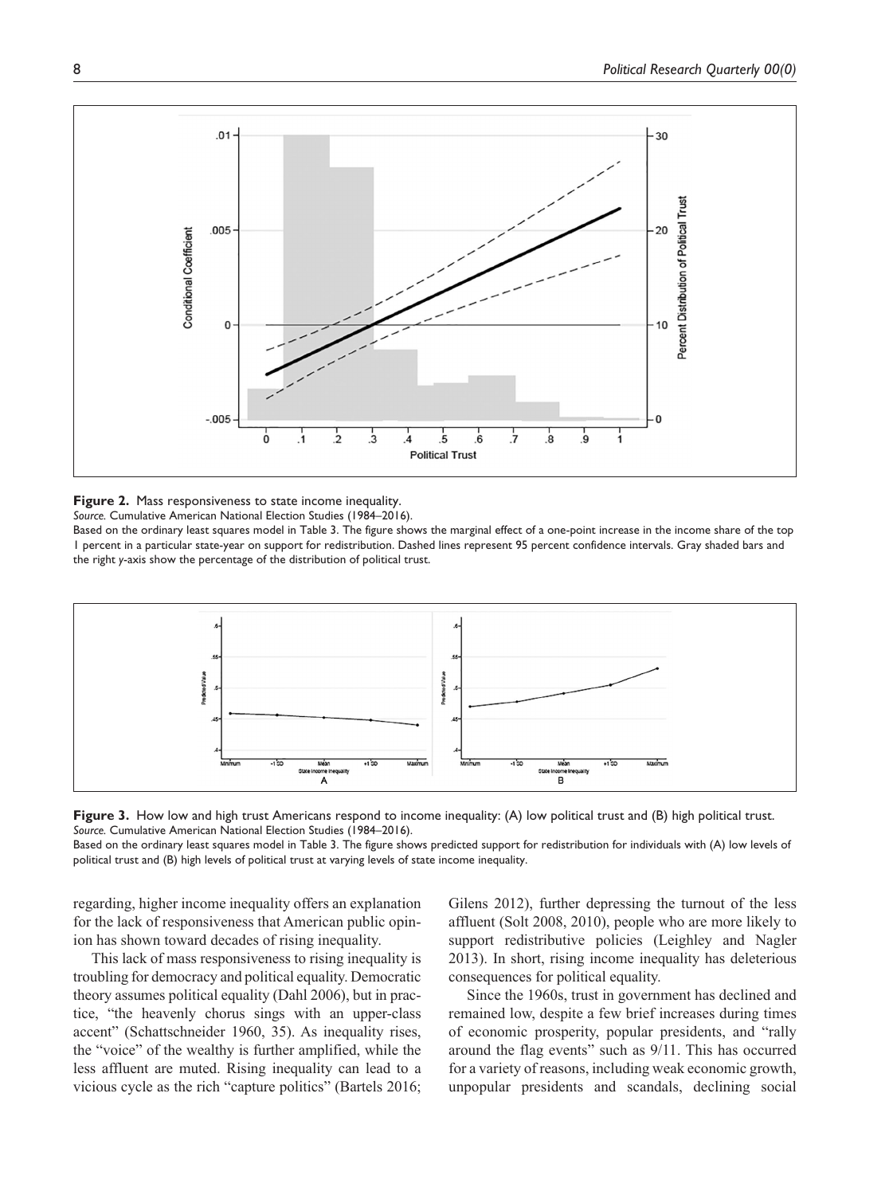**Figure 2.** Mass responsiveness to state income inequality.
*Source.* Cumulative American National Election Studies (1984–2016).
Based on the ordinary least squares model in Table 3. The figure shows the marginal effect of a one-point increase in the income share of the top 1 percent in a particular state-year on support for redistribution. Dashed lines represent 95 percent confidence intervals. Gray shaded bars and the right *y*-axis show the percentage of the distribution of political trust.

**Figure 3.** How low and high trust Americans respond to income inequality: (A) low political trust and (B) high political trust.
*Source.* Cumulative American National Election Studies (1984–2016).
Based on the ordinary least squares model in Table 3. The figure shows predicted support for redistribution for individuals with (A) low levels of political trust and (B) high levels of political trust at varying levels of state income inequality.

regarding, higher income inequality offers an explanation for the lack of responsiveness that American public opinion has shown toward decades of rising inequality.

This lack of mass responsiveness to rising inequality is troubling for democracy and political equality. Democratic theory assumes political equality (Dahl 2006), but in practice, "the heavenly chorus sings with an upper-class accent" (Schattschneider 1960, 35). As inequality rises, the "voice" of the wealthy is further amplified, while the less affluent are muted. Rising inequality can lead to a vicious cycle as the rich "capture politics" (Bartels 2016; Gilens 2012), further depressing the turnout of the less affluent (Solt 2008, 2010), people who are more likely to support redistributive policies (Leighley and Nagler 2013). In short, rising income inequality has deleterious consequences for political equality.

Since the 1960s, trust in government has declined and remained low, despite a few brief increases during times of economic prosperity, popular presidents, and "rally around the flag events" such as 9/11. This has occurred for a variety of reasons, including weak economic growth, unpopular presidents and scandals, declining social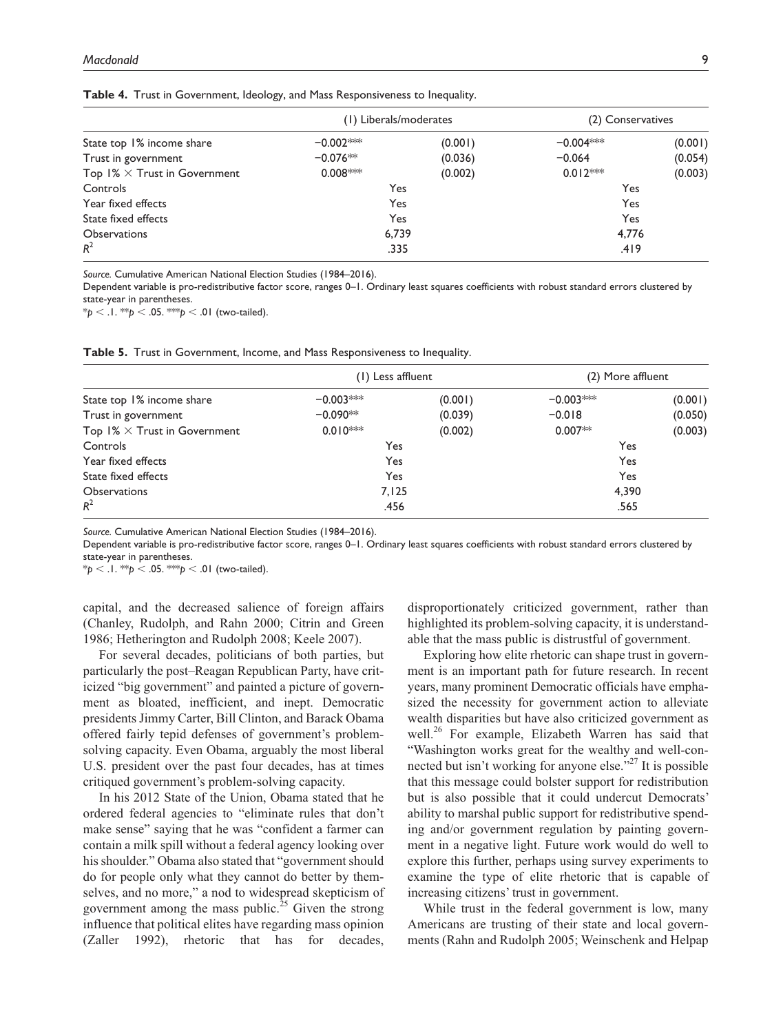**Table 4.** Trust in Government, Ideology, and Mass Responsiveness to Inequality.

| | (1) Liberals/moderates | | (2) Conservatives | |
|---|---|---|---|---|
| State top 1% income share | −0.002*** | (0.001) | −0.004*** | (0.001) |
| Trust in government | −0.076** | (0.036) | −0.064 | (0.054) |
| Top 1% × Trust in Government | 0.008*** | (0.002) | 0.012*** | (0.003) |
| Controls | Yes | | Yes | |
| Year fixed effects | Yes | | Yes | |
| State fixed effects | Yes | | Yes | |
| Observations | 6,739 | | 4,776 | |
| $R^2$ | .335 | | .419 | |

*Source.* Cumulative American National Election Studies (1984–2016).
Dependent variable is pro-redistributive factor score, ranges 0–1. Ordinary least squares coefficients with robust standard errors clustered by state-year in parentheses.
*$p < .1$. **$p < .05$. ***$p < .01$ (two-tailed).

**Table 5.** Trust in Government, Income, and Mass Responsiveness to Inequality.

| | (1) Less affluent | | (2) More affluent | |
|---|---|---|---|---|
| State top 1% income share | −0.003*** | (0.001) | −0.003*** | (0.001) |
| Trust in government | −0.090** | (0.039) | −0.018 | (0.050) |
| Top 1% × Trust in Government | 0.010*** | (0.002) | 0.007** | (0.003) |
| Controls | Yes | | Yes | |
| Year fixed effects | Yes | | Yes | |
| State fixed effects | Yes | | Yes | |
| Observations | 7,125 | | 4,390 | |
| $R^2$ | .456 | | .565 | |

*Source.* Cumulative American National Election Studies (1984–2016).
Dependent variable is pro-redistributive factor score, ranges 0–1. Ordinary least squares coefficients with robust standard errors clustered by state-year in parentheses.
*$p < .1$. **$p < .05$. ***$p < .01$ (two-tailed).

capital, and the decreased salience of foreign affairs (Chanley, Rudolph, and Rahn 2000; Citrin and Green 1986; Hetherington and Rudolph 2008; Keele 2007).

For several decades, politicians of both parties, but particularly the post–Reagan Republican Party, have criticized "big government" and painted a picture of government as bloated, inefficient, and inept. Democratic presidents Jimmy Carter, Bill Clinton, and Barack Obama offered fairly tepid defenses of government's problem-solving capacity. Even Obama, arguably the most liberal U.S. president over the past four decades, has at times critiqued government's problem-solving capacity.

In his 2012 State of the Union, Obama stated that he ordered federal agencies to "eliminate rules that don't make sense" saying that he was "confident a farmer can contain a milk spill without a federal agency looking over his shoulder." Obama also stated that "government should do for people only what they cannot do better by themselves, and no more," a nod to widespread skepticism of government among the mass public.[25] Given the strong influence that political elites have regarding mass opinion (Zaller 1992), rhetoric that has for decades, disproportionately criticized government, rather than highlighted its problem-solving capacity, it is understandable that the mass public is distrustful of government.

Exploring how elite rhetoric can shape trust in government is an important path for future research. In recent years, many prominent Democratic officials have emphasized the necessity for government action to alleviate wealth disparities but have also criticized government as well.[26] For example, Elizabeth Warren has said that "Washington works great for the wealthy and well-connected but isn't working for anyone else."[27] It is possible that this message could bolster support for redistribution but is also possible that it could undercut Democrats' ability to marshal public support for redistributive spending and/or government regulation by painting government in a negative light. Future work would do well to explore this further, perhaps using survey experiments to examine the type of elite rhetoric that is capable of increasing citizens' trust in government.

While trust in the federal government is low, many Americans are trusting of their state and local governments (Rahn and Rudolph 2005; Weinschenk and Helpap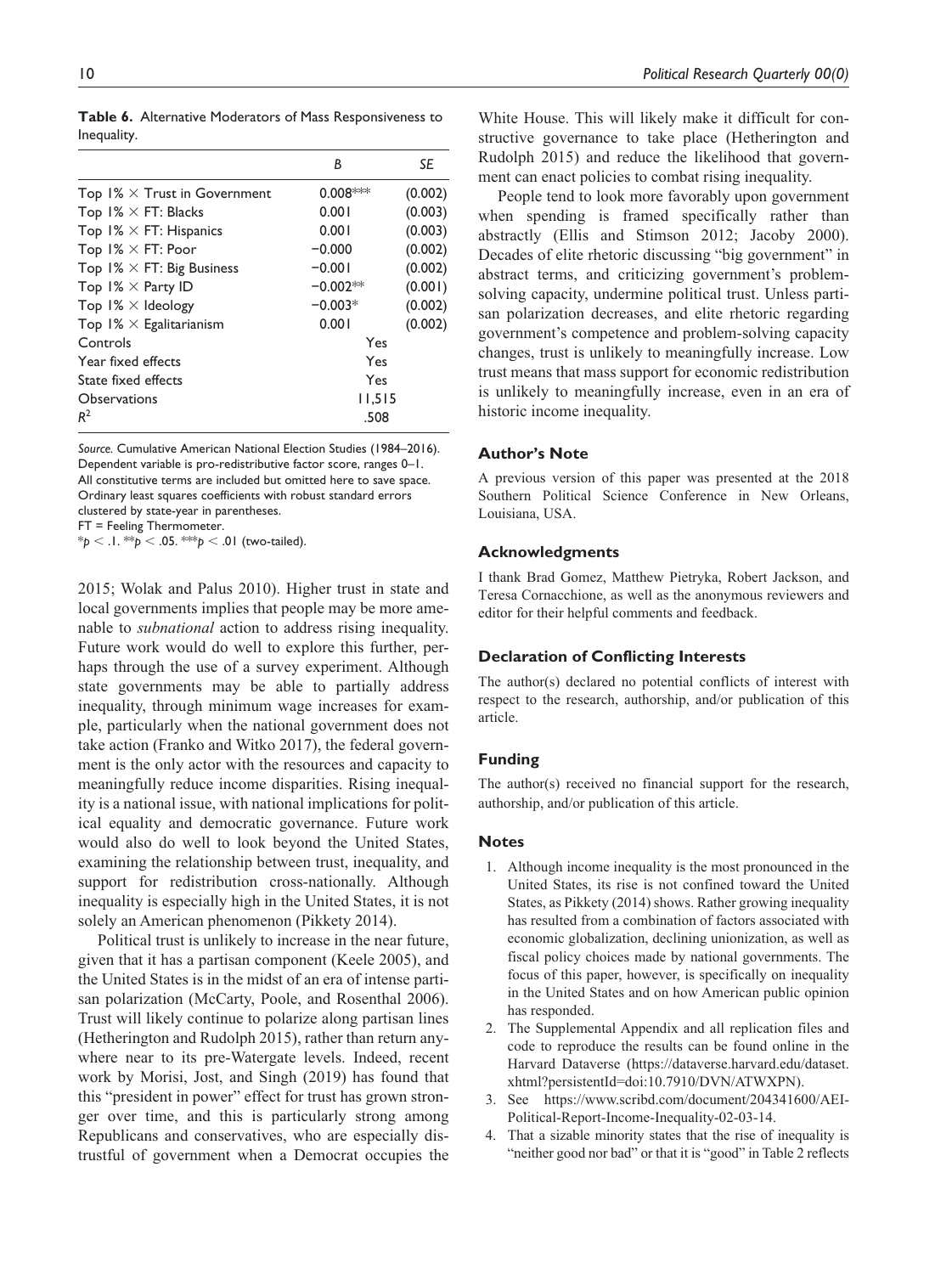**Table 6.** Alternative Moderators of Mass Responsiveness to Inequality.

| | B | SE |
|---|---|---|
| Top 1% × Trust in Government | 0.008*** | (0.002) |
| Top 1% × FT: Blacks | 0.001 | (0.003) |
| Top 1% × FT: Hispanics | 0.001 | (0.003) |
| Top 1% × FT: Poor | −0.000 | (0.002) |
| Top 1% × FT: Big Business | −0.001 | (0.002) |
| Top 1% × Party ID | −0.002** | (0.001) |
| Top 1% × Ideology | −0.003* | (0.002) |
| Top 1% × Egalitarianism | 0.001 | (0.002) |
| Controls | Yes | |
| Year fixed effects | Yes | |
| State fixed effects | Yes | |
| Observations | 11,515 | |
| $R^2$ | .508 | |

*Source.* Cumulative American National Election Studies (1984–2016). Dependent variable is pro-redistributive factor score, ranges 0–1. All constitutive terms are included but omitted here to save space. Ordinary least squares coefficients with robust standard errors clustered by state-year in parentheses.
FT = Feeling Thermometer.
*$p < .1$. **$p < .05$. ***$p < .01$ (two-tailed).

2015; Wolak and Palus 2010). Higher trust in state and local governments implies that people may be more amenable to *subnational* action to address rising inequality. Future work would do well to explore this further, perhaps through the use of a survey experiment. Although state governments may be able to partially address inequality, through minimum wage increases for example, particularly when the national government does not take action (Franko and Witko 2017), the federal government is the only actor with the resources and capacity to meaningfully reduce income disparities. Rising inequality is a national issue, with national implications for political equality and democratic governance. Future work would also do well to look beyond the United States, examining the relationship between trust, inequality, and support for redistribution cross-nationally. Although inequality is especially high in the United States, it is not solely an American phenomenon (Pikkety 2014).

Political trust is unlikely to increase in the near future, given that it has a partisan component (Keele 2005), and the United States is in the midst of an era of intense partisan polarization (McCarty, Poole, and Rosenthal 2006). Trust will likely continue to polarize along partisan lines (Hetherington and Rudolph 2015), rather than return anywhere near to its pre-Watergate levels. Indeed, recent work by Morisi, Jost, and Singh (2019) has found that this "president in power" effect for trust has grown stronger over time, and this is particularly strong among Republicans and conservatives, who are especially distrustful of government when a Democrat occupies the White House. This will likely make it difficult for constructive governance to take place (Hetherington and Rudolph 2015) and reduce the likelihood that government can enact policies to combat rising inequality.

People tend to look more favorably upon government when spending is framed specifically rather than abstractly (Ellis and Stimson 2012; Jacoby 2000). Decades of elite rhetoric discussing "big government" in abstract terms, and criticizing government's problem-solving capacity, undermine political trust. Unless partisan polarization decreases, and elite rhetoric regarding government's competence and problem-solving capacity changes, trust is unlikely to meaningfully increase. Low trust means that mass support for economic redistribution is unlikely to meaningfully increase, even in an era of historic income inequality.

### Author's Note

A previous version of this paper was presented at the 2018 Southern Political Science Conference in New Orleans, Louisiana, USA.

### Acknowledgments

I thank Brad Gomez, Matthew Pietryka, Robert Jackson, and Teresa Cornacchione, as well as the anonymous reviewers and editor for their helpful comments and feedback.

### Declaration of Conflicting Interests

The author(s) declared no potential conflicts of interest with respect to the research, authorship, and/or publication of this article.

### Funding

The author(s) received no financial support for the research, authorship, and/or publication of this article.

### Notes

1. Although income inequality is the most pronounced in the United States, its rise is not confined toward the United States, as Pikkety (2014) shows. Rather growing inequality has resulted from a combination of factors associated with economic globalization, declining unionization, as well as fiscal policy choices made by national governments. The focus of this paper, however, is specifically on inequality in the United States and on how American public opinion has responded.
2. The Supplemental Appendix and all replication files and code to reproduce the results can be found online in the Harvard Dataverse (https://dataverse.harvard.edu/dataset.xhtml?persistentId=doi:10.7910/DVN/ATWXPN).
3. See https://www.scribd.com/document/204341600/AEI-Political-Report-Income-Inequality-02-03-14.
4. That a sizable minority states that the rise of inequality is "neither good nor bad" or that it is "good" in Table 2 reflects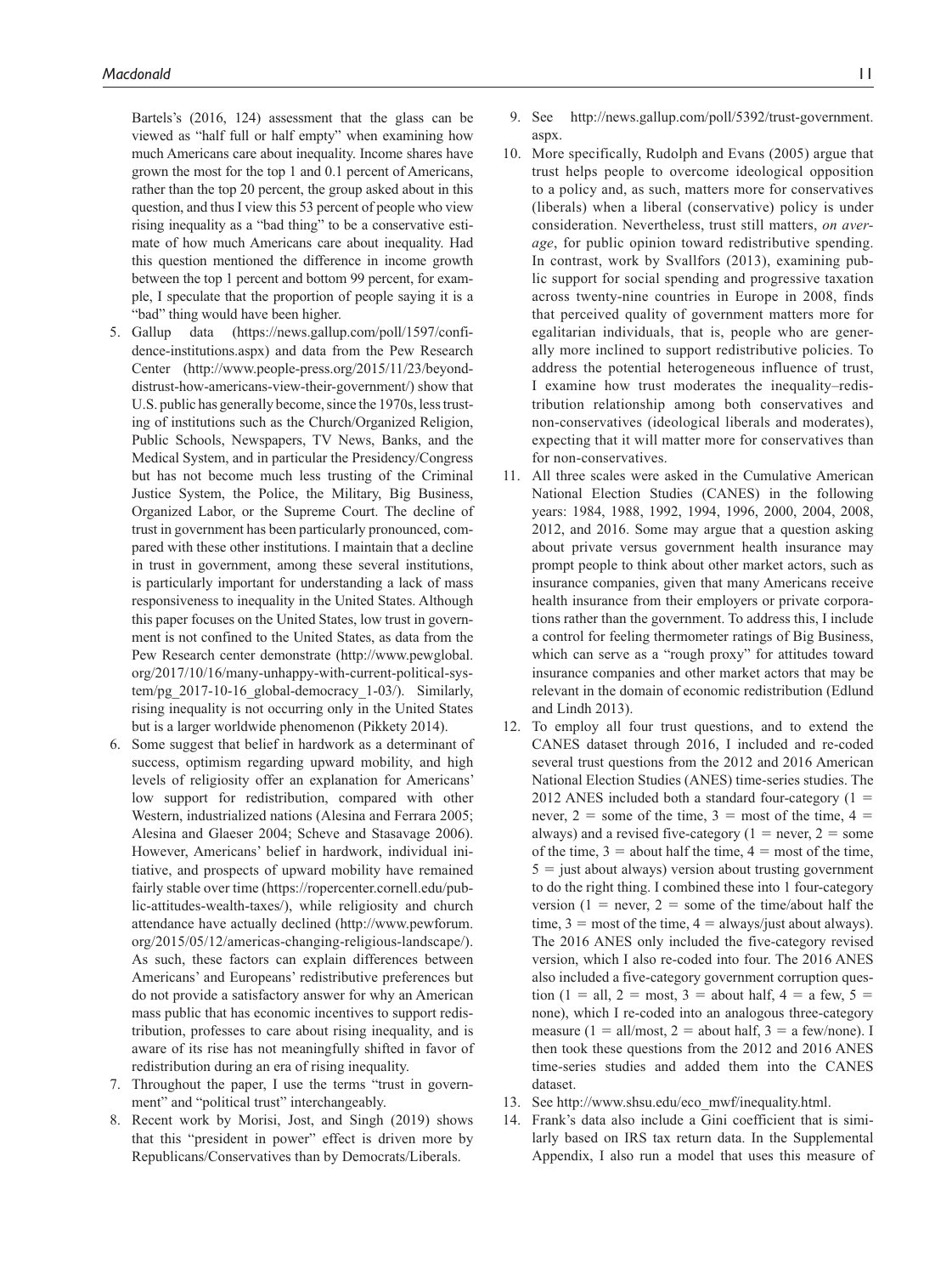Bartels's (2016, 124) assessment that the glass can be viewed as "half full or half empty" when examining how much Americans care about inequality. Income shares have grown the most for the top 1 and 0.1 percent of Americans, rather than the top 20 percent, the group asked about in this question, and thus I view this 53 percent of people who view rising inequality as a "bad thing" to be a conservative estimate of how much Americans care about inequality. Had this question mentioned the difference in income growth between the top 1 percent and bottom 99 percent, for example, I speculate that the proportion of people saying it is a "bad" thing would have been higher.

5. Gallup data (https://news.gallup.com/poll/1597/confidence-institutions.aspx) and data from the Pew Research Center (http://www.people-press.org/2015/11/23/beyond-distrust-how-americans-view-their-government/) show that U.S. public has generally become, since the 1970s, less trusting of institutions such as the Church/Organized Religion, Public Schools, Newspapers, TV News, Banks, and the Medical System, and in particular the Presidency/Congress but has not become much less trusting of the Criminal Justice System, the Police, the Military, Big Business, Organized Labor, or the Supreme Court. The decline of trust in government has been particularly pronounced, compared with these other institutions. I maintain that a decline in trust in government, among these several institutions, is particularly important for understanding a lack of mass responsiveness to inequality in the United States. Although this paper focuses on the United States, low trust in government is not confined to the United States, as data from the Pew Research center demonstrate (http://www.pewglobal.org/2017/10/16/many-unhappy-with-current-political-system/pg_2017-10-16_global-democracy_1-03/). Similarly, rising inequality is not occurring only in the United States but is a larger worldwide phenomenon (Pikkety 2014).
6. Some suggest that belief in hardwork as a determinant of success, optimism regarding upward mobility, and high levels of religiosity offer an explanation for Americans' low support for redistribution, compared with other Western, industrialized nations (Alesina and Ferrara 2005; Alesina and Glaeser 2004; Scheve and Stasavage 2006). However, Americans' belief in hardwork, individual initiative, and prospects of upward mobility have remained fairly stable over time (https://ropercenter.cornell.edu/public-attitudes-wealth-taxes/), while religiosity and church attendance have actually declined (http://www.pewforum.org/2015/05/12/americas-changing-religious-landscape/). As such, these factors can explain differences between Americans' and Europeans' redistributive preferences but do not provide a satisfactory answer for why an American mass public that has economic incentives to support redistribution, professes to care about rising inequality, and is aware of its rise has not meaningfully shifted in favor of redistribution during an era of rising inequality.
7. Throughout the paper, I use the terms "trust in government" and "political trust" interchangeably.
8. Recent work by Morisi, Jost, and Singh (2019) shows that this "president in power" effect is driven more by Republicans/Conservatives than by Democrats/Liberals.
9. See http://news.gallup.com/poll/5392/trust-government.aspx.
10. More specifically, Rudolph and Evans (2005) argue that trust helps people to overcome ideological opposition to a policy and, as such, matters more for conservatives (liberals) when a liberal (conservative) policy is under consideration. Nevertheless, trust still matters, *on average*, for public opinion toward redistributive spending. In contrast, work by Svallfors (2013), examining public support for social spending and progressive taxation across twenty-nine countries in Europe in 2008, finds that perceived quality of government matters more for egalitarian individuals, that is, people who are generally more inclined to support redistributive policies. To address the potential heterogeneous influence of trust, I examine how trust moderates the inequality–redistribution relationship among both conservatives and non-conservatives (ideological liberals and moderates), expecting that it will matter more for conservatives than for non-conservatives.
11. All three scales were asked in the Cumulative American National Election Studies (CANES) in the following years: 1984, 1988, 1992, 1994, 1996, 2000, 2004, 2008, 2012, and 2016. Some may argue that a question asking about private versus government health insurance may prompt people to think about other market actors, such as insurance companies, given that many Americans receive health insurance from their employers or private corporations rather than the government. To address this, I include a control for feeling thermometer ratings of Big Business, which can serve as a "rough proxy" for attitudes toward insurance companies and other market actors that may be relevant in the domain of economic redistribution (Edlund and Lindh 2013).
12. To employ all four trust questions, and to extend the CANES dataset through 2016, I included and re-coded several trust questions from the 2012 and 2016 American National Election Studies (ANES) time-series studies. The 2012 ANES included both a standard four-category (1 = never, 2 = some of the time, 3 = most of the time, 4 = always) and a revised five-category (1 = never, 2 = some of the time, 3 = about half the time, 4 = most of the time, 5 = just about always) version about trusting government to do the right thing. I combined these into 1 four-category version (1 = never, 2 = some of the time/about half the time, 3 = most of the time, 4 = always/just about always). The 2016 ANES only included the five-category revised version, which I also re-coded into four. The 2016 ANES also included a five-category government corruption question (1 = all, 2 = most, 3 = about half, 4 = a few, 5 = none), which I re-coded into an analogous three-category measure (1 = all/most, 2 = about half, 3 = a few/none). I then took these questions from the 2012 and 2016 ANES time-series studies and added them into the CANES dataset.
13. See http://www.shsu.edu/eco_mwf/inequality.html.
14. Frank's data also include a Gini coefficient that is similarly based on IRS tax return data. In the Supplemental Appendix, I also run a model that uses this measure of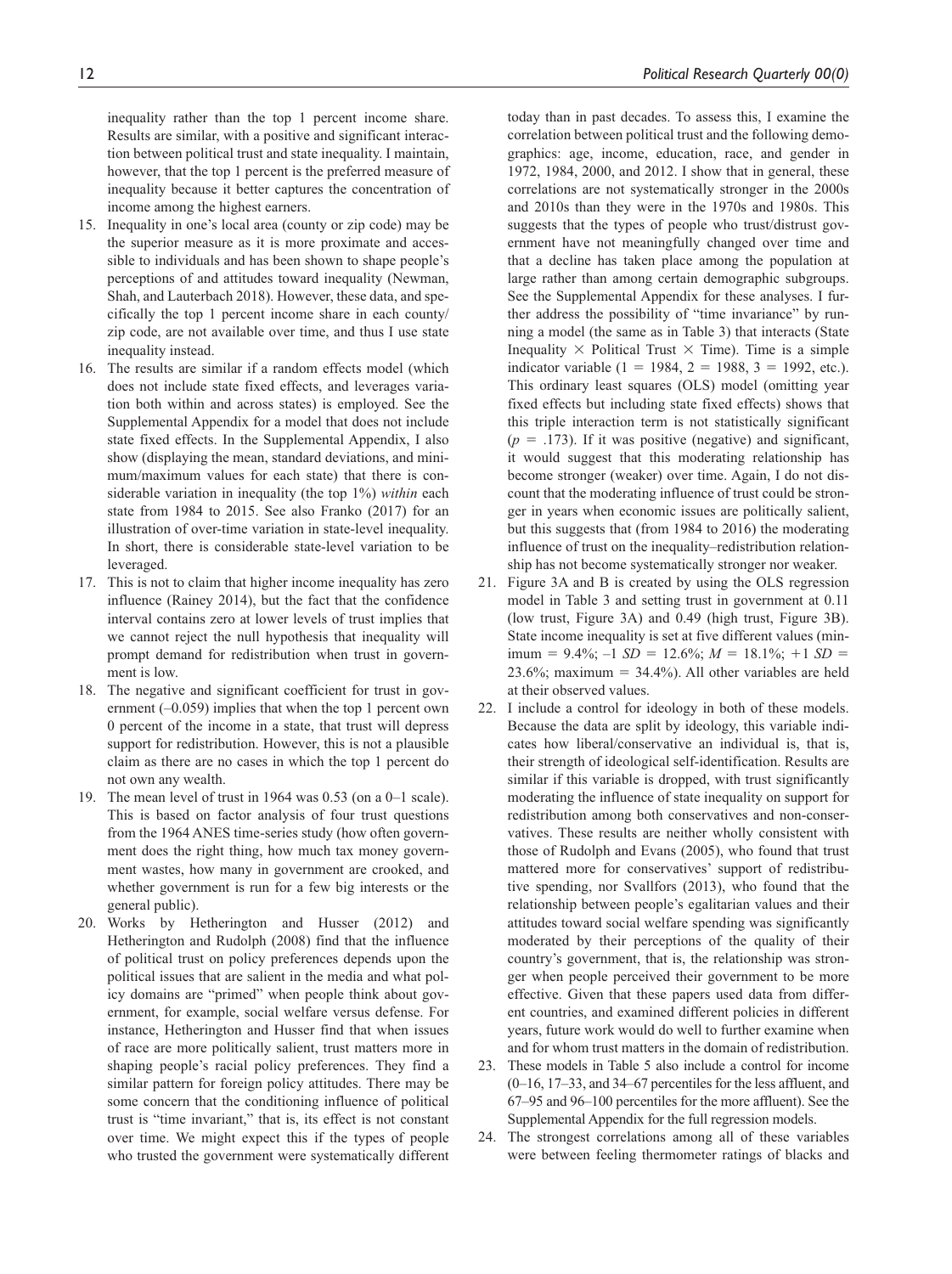inequality rather than the top 1 percent income share. Results are similar, with a positive and significant interaction between political trust and state inequality. I maintain, however, that the top 1 percent is the preferred measure of inequality because it better captures the concentration of income among the highest earners.

15. Inequality in one's local area (county or zip code) may be the superior measure as it is more proximate and accessible to individuals and has been shown to shape people's perceptions of and attitudes toward inequality (Newman, Shah, and Lauterbach 2018). However, these data, and specifically the top 1 percent income share in each county/zip code, are not available over time, and thus I use state inequality instead.
16. The results are similar if a random effects model (which does not include state fixed effects, and leverages variation both within and across states) is employed. See the Supplemental Appendix for a model that does not include state fixed effects. In the Supplemental Appendix, I also show (displaying the mean, standard deviations, and minimum/maximum values for each state) that there is considerable variation in inequality (the top 1%) *within* each state from 1984 to 2015. See also Franko (2017) for an illustration of over-time variation in state-level inequality. In short, there is considerable state-level variation to be leveraged.
17. This is not to claim that higher income inequality has zero influence (Rainey 2014), but the fact that the confidence interval contains zero at lower levels of trust implies that we cannot reject the null hypothesis that inequality will prompt demand for redistribution when trust in government is low.
18. The negative and significant coefficient for trust in government (–0.059) implies that when the top 1 percent own 0 percent of the income in a state, that trust will depress support for redistribution. However, this is not a plausible claim as there are no cases in which the top 1 percent do not own any wealth.
19. The mean level of trust in 1964 was 0.53 (on a 0–1 scale). This is based on factor analysis of four trust questions from the 1964 ANES time-series study (how often government does the right thing, how much tax money government wastes, how many in government are crooked, and whether government is run for a few big interests or the general public).
20. Works by Hetherington and Husser (2012) and Hetherington and Rudolph (2008) find that the influence of political trust on policy preferences depends upon the political issues that are salient in the media and what policy domains are "primed" when people think about government, for example, social welfare versus defense. For instance, Hetherington and Husser find that when issues of race are more politically salient, trust matters more in shaping people's racial policy preferences. They find a similar pattern for foreign policy attitudes. There may be some concern that the conditioning influence of political trust is "time invariant," that is, its effect is not constant over time. We might expect this if the types of people who trusted the government were systematically different today than in past decades. To assess this, I examine the correlation between political trust and the following demographics: age, income, education, race, and gender in 1972, 1984, 2000, and 2012. I show that in general, these correlations are not systematically stronger in the 2000s and 2010s than they were in the 1970s and 1980s. This suggests that the types of people who trust/distrust government have not meaningfully changed over time and that a decline has taken place among the population at large rather than among certain demographic subgroups. See the Supplemental Appendix for these analyses. I further address the possibility of "time invariance" by running a model (the same as in Table 3) that interacts (State Inequality × Political Trust × Time). Time is a simple indicator variable (1 = 1984, 2 = 1988, 3 = 1992, etc.). This ordinary least squares (OLS) model (omitting year fixed effects but including state fixed effects) shows that this triple interaction term is not statistically significant ($p$ = .173). If it was positive (negative) and significant, it would suggest that this moderating relationship has become stronger (weaker) over time. Again, I do not discount that the moderating influence of trust could be stronger in years when economic issues are politically salient, but this suggests that (from 1984 to 2016) the moderating influence of trust on the inequality–redistribution relationship has not become systematically stronger nor weaker.
21. Figure 3A and B is created by using the OLS regression model in Table 3 and setting trust in government at 0.11 (low trust, Figure 3A) and 0.49 (high trust, Figure 3B). State income inequality is set at five different values (minimum = 9.4%; –1 *SD* = 12.6%; *M* = 18.1%; +1 *SD* = 23.6%; maximum = 34.4%). All other variables are held at their observed values.
22. I include a control for ideology in both of these models. Because the data are split by ideology, this variable indicates how liberal/conservative an individual is, that is, their strength of ideological self-identification. Results are similar if this variable is dropped, with trust significantly moderating the influence of state inequality on support for redistribution among both conservatives and non-conservatives. These results are neither wholly consistent with those of Rudolph and Evans (2005), who found that trust mattered more for conservatives' support of redistributive spending, nor Svallfors (2013), who found that the relationship between people's egalitarian values and their attitudes toward social welfare spending was significantly moderated by their perceptions of the quality of their country's government, that is, the relationship was stronger when people perceived their government to be more effective. Given that these papers used data from different countries, and examined different policies in different years, future work would do well to further examine when and for whom trust matters in the domain of redistribution.
23. These models in Table 5 also include a control for income (0–16, 17–33, and 34–67 percentiles for the less affluent, and 67–95 and 96–100 percentiles for the more affluent). See the Supplemental Appendix for the full regression models.
24. The strongest correlations among all of these variables were between feeling thermometer ratings of blacks and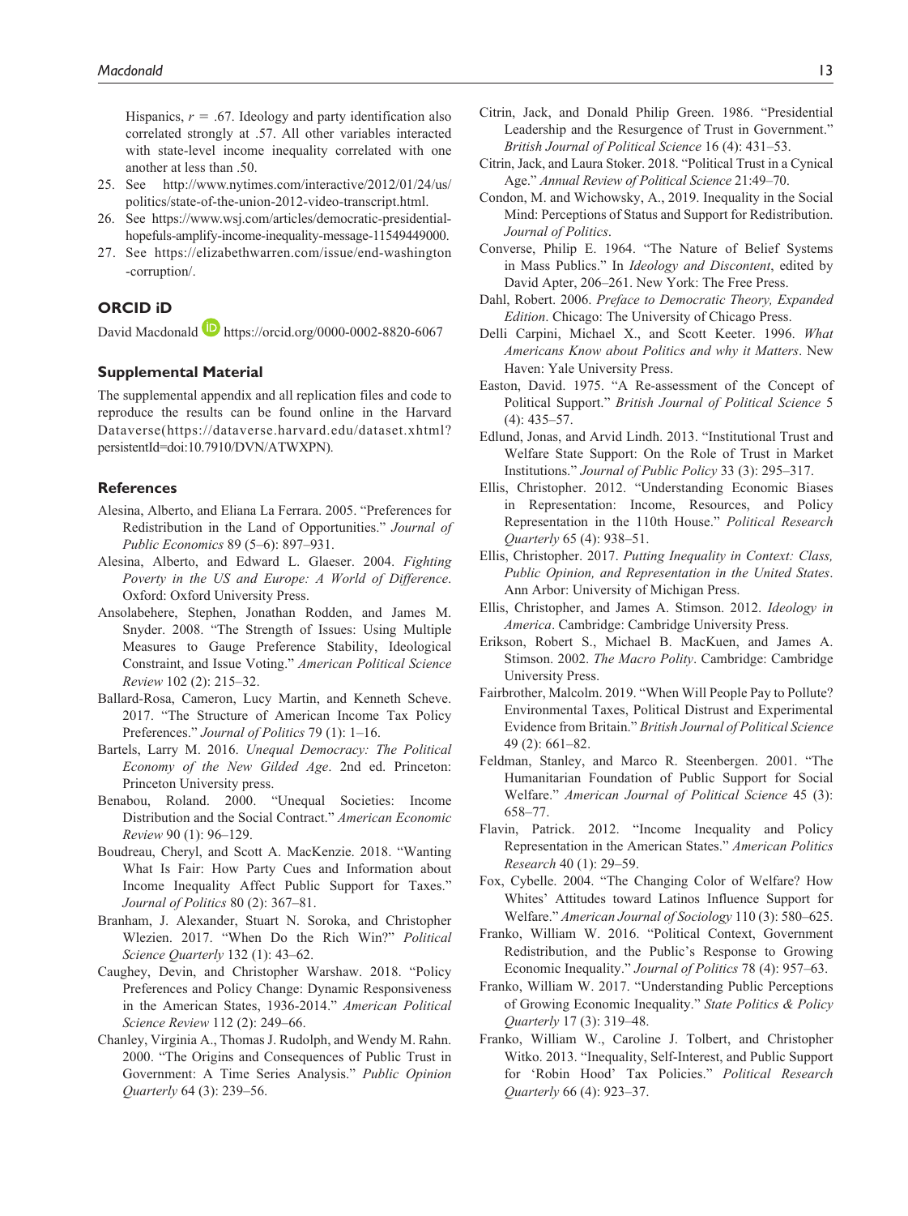Hispanics, $r = .67$. Ideology and party identification also correlated strongly at .57. All other variables interacted with state-level income inequality correlated with one another at less than .50.

25. See http://www.nytimes.com/interactive/2012/01/24/us/politics/state-of-the-union-2012-video-transcript.html.
26. See https://www.wsj.com/articles/democratic-presidential-hopefuls-amplify-income-inequality-message-11549449000.
27. See https://elizabethwarren.com/issue/end-washington-corruption/.

## ORCID iD

David Macdonald https://orcid.org/0000-0002-8820-6067

## Supplemental Material

The supplemental appendix and all replication files and code to reproduce the results can be found online in the Harvard Dataverse(https://dataverse.harvard.edu/dataset.xhtml?persistentId=doi:10.7910/DVN/ATWXPN).

## References

Alesina, Alberto, and Eliana La Ferrara. 2005. "Preferences for Redistribution in the Land of Opportunities." *Journal of Public Economics* 89 (5–6): 897–931.

Alesina, Alberto, and Edward L. Glaeser. 2004. *Fighting Poverty in the US and Europe: A World of Difference*. Oxford: Oxford University Press.

Ansolabehere, Stephen, Jonathan Rodden, and James M. Snyder. 2008. "The Strength of Issues: Using Multiple Measures to Gauge Preference Stability, Ideological Constraint, and Issue Voting." *American Political Science Review* 102 (2): 215–32.

Ballard-Rosa, Cameron, Lucy Martin, and Kenneth Scheve. 2017. "The Structure of American Income Tax Policy Preferences." *Journal of Politics* 79 (1): 1–16.

Bartels, Larry M. 2016. *Unequal Democracy: The Political Economy of the New Gilded Age*. 2nd ed. Princeton: Princeton University press.

Benabou, Roland. 2000. "Unequal Societies: Income Distribution and the Social Contract." *American Economic Review* 90 (1): 96–129.

Boudreau, Cheryl, and Scott A. MacKenzie. 2018. "Wanting What Is Fair: How Party Cues and Information about Income Inequality Affect Public Support for Taxes." *Journal of Politics* 80 (2): 367–81.

Branham, J. Alexander, Stuart N. Soroka, and Christopher Wlezien. 2017. "When Do the Rich Win?" *Political Science Quarterly* 132 (1): 43–62.

Caughey, Devin, and Christopher Warshaw. 2018. "Policy Preferences and Policy Change: Dynamic Responsiveness in the American States, 1936-2014." *American Political Science Review* 112 (2): 249–66.

Chanley, Virginia A., Thomas J. Rudolph, and Wendy M. Rahn. 2000. "The Origins and Consequences of Public Trust in Government: A Time Series Analysis." *Public Opinion Quarterly* 64 (3): 239–56.

Citrin, Jack, and Donald Philip Green. 1986. "Presidential Leadership and the Resurgence of Trust in Government." *British Journal of Political Science* 16 (4): 431–53.

Citrin, Jack, and Laura Stoker. 2018. "Political Trust in a Cynical Age." *Annual Review of Political Science* 21:49–70.

Condon, M. and Wichowsky, A., 2019. Inequality in the Social Mind: Perceptions of Status and Support for Redistribution. *Journal of Politics*.

Converse, Philip E. 1964. "The Nature of Belief Systems in Mass Publics." In *Ideology and Discontent*, edited by David Apter, 206–261. New York: The Free Press.

Dahl, Robert. 2006. *Preface to Democratic Theory, Expanded Edition*. Chicago: The University of Chicago Press.

Delli Carpini, Michael X., and Scott Keeter. 1996. *What Americans Know about Politics and why it Matters*. New Haven: Yale University Press.

Easton, David. 1975. "A Re-assessment of the Concept of Political Support." *British Journal of Political Science* 5 (4): 435–57.

Edlund, Jonas, and Arvid Lindh. 2013. "Institutional Trust and Welfare State Support: On the Role of Trust in Market Institutions." *Journal of Public Policy* 33 (3): 295–317.

Ellis, Christopher. 2012. "Understanding Economic Biases in Representation: Income, Resources, and Policy Representation in the 110th House." *Political Research Quarterly* 65 (4): 938–51.

Ellis, Christopher. 2017. *Putting Inequality in Context: Class, Public Opinion, and Representation in the United States*. Ann Arbor: University of Michigan Press.

Ellis, Christopher, and James A. Stimson. 2012. *Ideology in America*. Cambridge: Cambridge University Press.

Erikson, Robert S., Michael B. MacKuen, and James A. Stimson. 2002. *The Macro Polity*. Cambridge: Cambridge University Press.

Fairbrother, Malcolm. 2019. "When Will People Pay to Pollute? Environmental Taxes, Political Distrust and Experimental Evidence from Britain." *British Journal of Political Science* 49 (2): 661–82.

Feldman, Stanley, and Marco R. Steenbergen. 2001. "The Humanitarian Foundation of Public Support for Social Welfare." *American Journal of Political Science* 45 (3): 658–77.

Flavin, Patrick. 2012. "Income Inequality and Policy Representation in the American States." *American Politics Research* 40 (1): 29–59.

Fox, Cybelle. 2004. "The Changing Color of Welfare? How Whites' Attitudes toward Latinos Influence Support for Welfare." *American Journal of Sociology* 110 (3): 580–625.

Franko, William W. 2016. "Political Context, Government Redistribution, and the Public's Response to Growing Economic Inequality." *Journal of Politics* 78 (4): 957–63.

Franko, William W. 2017. "Understanding Public Perceptions of Growing Economic Inequality." *State Politics & Policy Quarterly* 17 (3): 319–48.

Franko, William W., Caroline J. Tolbert, and Christopher Witko. 2013. "Inequality, Self-Interest, and Public Support for 'Robin Hood' Tax Policies." *Political Research Quarterly* 66 (4): 923–37.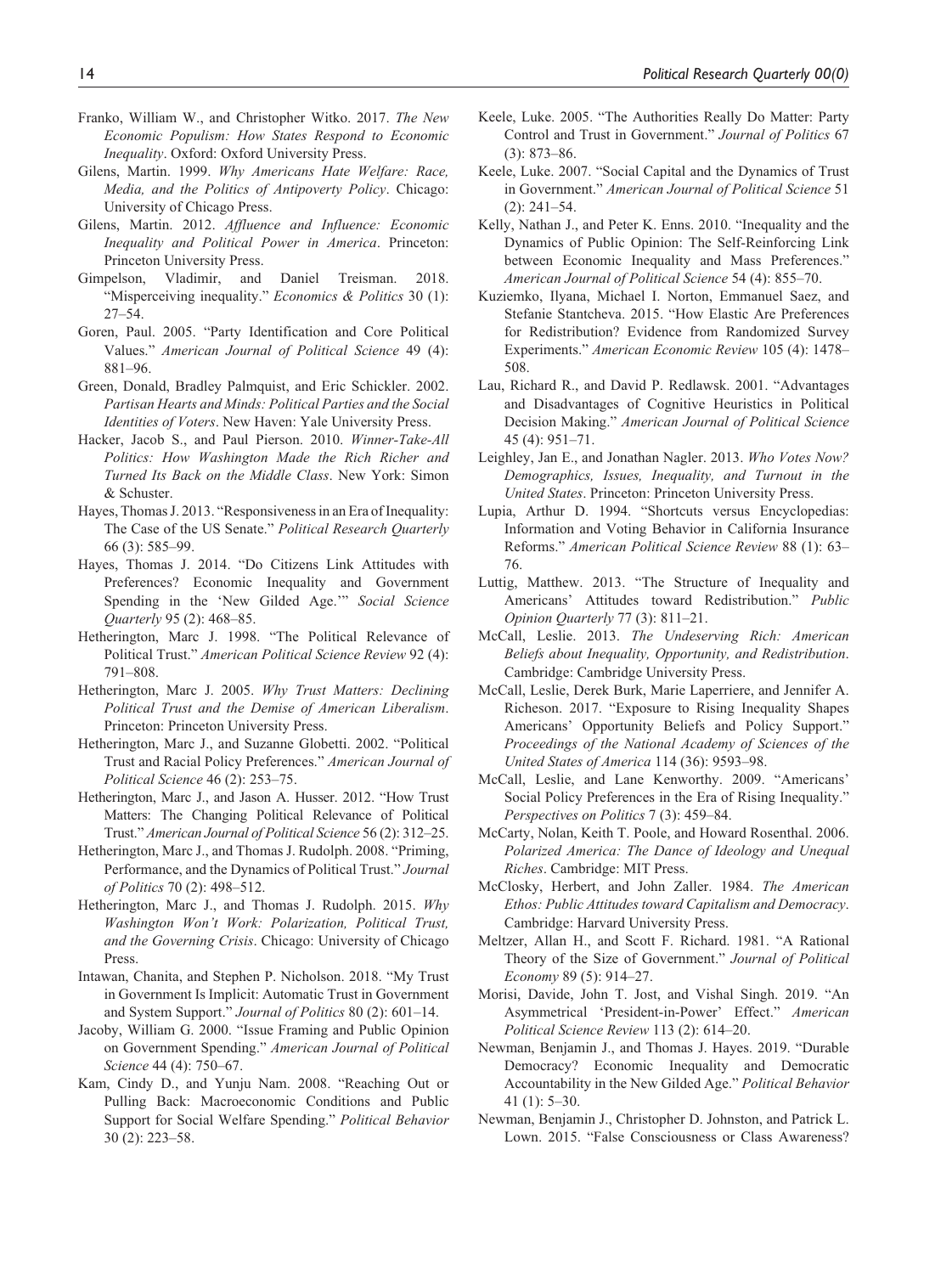Franko, William W., and Christopher Witko. 2017. *The New Economic Populism: How States Respond to Economic Inequality*. Oxford: Oxford University Press.

Gilens, Martin. 1999. *Why Americans Hate Welfare: Race, Media, and the Politics of Antipoverty Policy*. Chicago: University of Chicago Press.

Gilens, Martin. 2012. *Affluence and Influence: Economic Inequality and Political Power in America*. Princeton: Princeton University Press.

Gimpelson, Vladimir, and Daniel Treisman. 2018. "Misperceiving inequality." *Economics & Politics* 30 (1): 27–54.

Goren, Paul. 2005. "Party Identification and Core Political Values." *American Journal of Political Science* 49 (4): 881–96.

Green, Donald, Bradley Palmquist, and Eric Schickler. 2002. *Partisan Hearts and Minds: Political Parties and the Social Identities of Voters*. New Haven: Yale University Press.

Hacker, Jacob S., and Paul Pierson. 2010. *Winner-Take-All Politics: How Washington Made the Rich Richer and Turned Its Back on the Middle Class*. New York: Simon & Schuster.

Hayes, Thomas J. 2013. "Responsiveness in an Era of Inequality: The Case of the US Senate." *Political Research Quarterly* 66 (3): 585–99.

Hayes, Thomas J. 2014. "Do Citizens Link Attitudes with Preferences? Economic Inequality and Government Spending in the 'New Gilded Age.'" *Social Science Quarterly* 95 (2): 468–85.

Hetherington, Marc J. 1998. "The Political Relevance of Political Trust." *American Political Science Review* 92 (4): 791–808.

Hetherington, Marc J. 2005. *Why Trust Matters: Declining Political Trust and the Demise of American Liberalism*. Princeton: Princeton University Press.

Hetherington, Marc J., and Suzanne Globetti. 2002. "Political Trust and Racial Policy Preferences." *American Journal of Political Science* 46 (2): 253–75.

Hetherington, Marc J., and Jason A. Husser. 2012. "How Trust Matters: The Changing Political Relevance of Political Trust." *American Journal of Political Science* 56 (2): 312–25.

Hetherington, Marc J., and Thomas J. Rudolph. 2008. "Priming, Performance, and the Dynamics of Political Trust." *Journal of Politics* 70 (2): 498–512.

Hetherington, Marc J., and Thomas J. Rudolph. 2015. *Why Washington Won't Work: Polarization, Political Trust, and the Governing Crisis*. Chicago: University of Chicago Press.

Intawan, Chanita, and Stephen P. Nicholson. 2018. "My Trust in Government Is Implicit: Automatic Trust in Government and System Support." *Journal of Politics* 80 (2): 601–14.

Jacoby, William G. 2000. "Issue Framing and Public Opinion on Government Spending." *American Journal of Political Science* 44 (4): 750–67.

Kam, Cindy D., and Yunju Nam. 2008. "Reaching Out or Pulling Back: Macroeconomic Conditions and Public Support for Social Welfare Spending." *Political Behavior* 30 (2): 223–58.

Keele, Luke. 2005. "The Authorities Really Do Matter: Party Control and Trust in Government." *Journal of Politics* 67 (3): 873–86.

Keele, Luke. 2007. "Social Capital and the Dynamics of Trust in Government." *American Journal of Political Science* 51 (2): 241–54.

Kelly, Nathan J., and Peter K. Enns. 2010. "Inequality and the Dynamics of Public Opinion: The Self-Reinforcing Link between Economic Inequality and Mass Preferences." *American Journal of Political Science* 54 (4): 855–70.

Kuziemko, Ilyana, Michael I. Norton, Emmanuel Saez, and Stefanie Stantcheva. 2015. "How Elastic Are Preferences for Redistribution? Evidence from Randomized Survey Experiments." *American Economic Review* 105 (4): 1478–508.

Lau, Richard R., and David P. Redlawsk. 2001. "Advantages and Disadvantages of Cognitive Heuristics in Political Decision Making." *American Journal of Political Science* 45 (4): 951–71.

Leighley, Jan E., and Jonathan Nagler. 2013. *Who Votes Now? Demographics, Issues, Inequality, and Turnout in the United States*. Princeton: Princeton University Press.

Lupia, Arthur D. 1994. "Shortcuts versus Encyclopedias: Information and Voting Behavior in California Insurance Reforms." *American Political Science Review* 88 (1): 63–76.

Luttig, Matthew. 2013. "The Structure of Inequality and Americans' Attitudes toward Redistribution." *Public Opinion Quarterly* 77 (3): 811–21.

McCall, Leslie. 2013. *The Undeserving Rich: American Beliefs about Inequality, Opportunity, and Redistribution*. Cambridge: Cambridge University Press.

McCall, Leslie, Derek Burk, Marie Laperriere, and Jennifer A. Richeson. 2017. "Exposure to Rising Inequality Shapes Americans' Opportunity Beliefs and Policy Support." *Proceedings of the National Academy of Sciences of the United States of America* 114 (36): 9593–98.

McCall, Leslie, and Lane Kenworthy. 2009. "Americans' Social Policy Preferences in the Era of Rising Inequality." *Perspectives on Politics* 7 (3): 459–84.

McCarty, Nolan, Keith T. Poole, and Howard Rosenthal. 2006. *Polarized America: The Dance of Ideology and Unequal Riches*. Cambridge: MIT Press.

McClosky, Herbert, and John Zaller. 1984. *The American Ethos: Public Attitudes toward Capitalism and Democracy*. Cambridge: Harvard University Press.

Meltzer, Allan H., and Scott F. Richard. 1981. "A Rational Theory of the Size of Government." *Journal of Political Economy* 89 (5): 914–27.

Morisi, Davide, John T. Jost, and Vishal Singh. 2019. "An Asymmetrical 'President-in-Power' Effect." *American Political Science Review* 113 (2): 614–20.

Newman, Benjamin J., and Thomas J. Hayes. 2019. "Durable Democracy? Economic Inequality and Democratic Accountability in the New Gilded Age." *Political Behavior* 41 (1): 5–30.

Newman, Benjamin J., Christopher D. Johnston, and Patrick L. Lown. 2015. "False Consciousness or Class Awareness?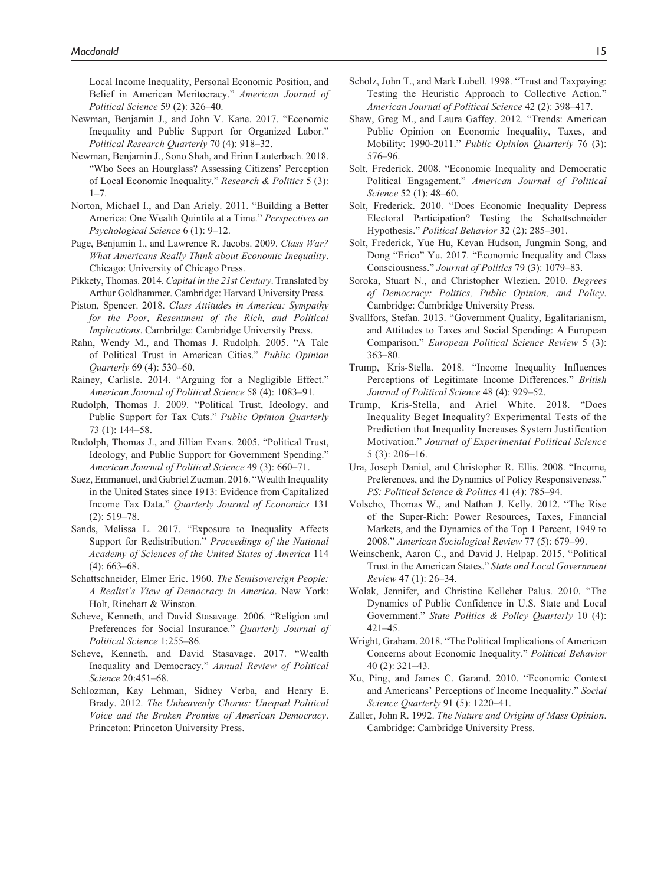Local Income Inequality, Personal Economic Position, and Belief in American Meritocracy." *American Journal of Political Science* 59 (2): 326–40.

Newman, Benjamin J., and John V. Kane. 2017. "Economic Inequality and Public Support for Organized Labor." *Political Research Quarterly* 70 (4): 918–32.

Newman, Benjamin J., Sono Shah, and Erinn Lauterbach. 2018. "Who Sees an Hourglass? Assessing Citizens' Perception of Local Economic Inequality." *Research & Politics* 5 (3): 1–7.

Norton, Michael I., and Dan Ariely. 2011. "Building a Better America: One Wealth Quintile at a Time." *Perspectives on Psychological Science* 6 (1): 9–12.

Page, Benjamin I., and Lawrence R. Jacobs. 2009. *Class War? What Americans Really Think about Economic Inequality*. Chicago: University of Chicago Press.

Pikkety, Thomas. 2014. *Capital in the 21st Century*. Translated by Arthur Goldhammer. Cambridge: Harvard University Press.

Piston, Spencer. 2018. *Class Attitudes in America: Sympathy for the Poor, Resentment of the Rich, and Political Implications*. Cambridge: Cambridge University Press.

Rahn, Wendy M., and Thomas J. Rudolph. 2005. "A Tale of Political Trust in American Cities." *Public Opinion Quarterly* 69 (4): 530–60.

Rainey, Carlisle. 2014. "Arguing for a Negligible Effect." *American Journal of Political Science* 58 (4): 1083–91.

Rudolph, Thomas J. 2009. "Political Trust, Ideology, and Public Support for Tax Cuts." *Public Opinion Quarterly* 73 (1): 144–58.

Rudolph, Thomas J., and Jillian Evans. 2005. "Political Trust, Ideology, and Public Support for Government Spending." *American Journal of Political Science* 49 (3): 660–71.

Saez, Emmanuel, and Gabriel Zucman. 2016. "Wealth Inequality in the United States since 1913: Evidence from Capitalized Income Tax Data." *Quarterly Journal of Economics* 131 (2): 519–78.

Sands, Melissa L. 2017. "Exposure to Inequality Affects Support for Redistribution." *Proceedings of the National Academy of Sciences of the United States of America* 114 (4): 663–68.

Schattschneider, Elmer Eric. 1960. *The Semisovereign People: A Realist's View of Democracy in America*. New York: Holt, Rinehart & Winston.

Scheve, Kenneth, and David Stasavage. 2006. "Religion and Preferences for Social Insurance." *Quarterly Journal of Political Science* 1:255–86.

Scheve, Kenneth, and David Stasavage. 2017. "Wealth Inequality and Democracy." *Annual Review of Political Science* 20:451–68.

Schlozman, Kay Lehman, Sidney Verba, and Henry E. Brady. 2012. *The Unheavenly Chorus: Unequal Political Voice and the Broken Promise of American Democracy*. Princeton: Princeton University Press.

Scholz, John T., and Mark Lubell. 1998. "Trust and Taxpaying: Testing the Heuristic Approach to Collective Action." *American Journal of Political Science* 42 (2): 398–417.

Shaw, Greg M., and Laura Gaffey. 2012. "Trends: American Public Opinion on Economic Inequality, Taxes, and Mobility: 1990-2011." *Public Opinion Quarterly* 76 (3): 576–96.

Solt, Frederick. 2008. "Economic Inequality and Democratic Political Engagement." *American Journal of Political Science* 52 (1): 48–60.

Solt, Frederick. 2010. "Does Economic Inequality Depress Electoral Participation? Testing the Schattschneider Hypothesis." *Political Behavior* 32 (2): 285–301.

Solt, Frederick, Yue Hu, Kevan Hudson, Jungmin Song, and Dong "Erico" Yu. 2017. "Economic Inequality and Class Consciousness." *Journal of Politics* 79 (3): 1079–83.

Soroka, Stuart N., and Christopher Wlezien. 2010. *Degrees of Democracy: Politics, Public Opinion, and Policy*. Cambridge: Cambridge University Press.

Svallfors, Stefan. 2013. "Government Quality, Egalitarianism, and Attitudes to Taxes and Social Spending: A European Comparison." *European Political Science Review* 5 (3): 363–80.

Trump, Kris-Stella. 2018. "Income Inequality Influences Perceptions of Legitimate Income Differences." *British Journal of Political Science* 48 (4): 929–52.

Trump, Kris-Stella, and Ariel White. 2018. "Does Inequality Beget Inequality? Experimental Tests of the Prediction that Inequality Increases System Justification Motivation." *Journal of Experimental Political Science* 5 (3): 206–16.

Ura, Joseph Daniel, and Christopher R. Ellis. 2008. "Income, Preferences, and the Dynamics of Policy Responsiveness." *PS: Political Science & Politics* 41 (4): 785–94.

Volscho, Thomas W., and Nathan J. Kelly. 2012. "The Rise of the Super-Rich: Power Resources, Taxes, Financial Markets, and the Dynamics of the Top 1 Percent, 1949 to 2008." *American Sociological Review* 77 (5): 679–99.

Weinschenk, Aaron C., and David J. Helpap. 2015. "Political Trust in the American States." *State and Local Government Review* 47 (1): 26–34.

Wolak, Jennifer, and Christine Kelleher Palus. 2010. "The Dynamics of Public Confidence in U.S. State and Local Government." *State Politics & Policy Quarterly* 10 (4): 421–45.

Wright, Graham. 2018. "The Political Implications of American Concerns about Economic Inequality." *Political Behavior* 40 (2): 321–43.

Xu, Ping, and James C. Garand. 2010. "Economic Context and Americans' Perceptions of Income Inequality." *Social Science Quarterly* 91 (5): 1220–41.

Zaller, John R. 1992. *The Nature and Origins of Mass Opinion*. Cambridge: Cambridge University Press.